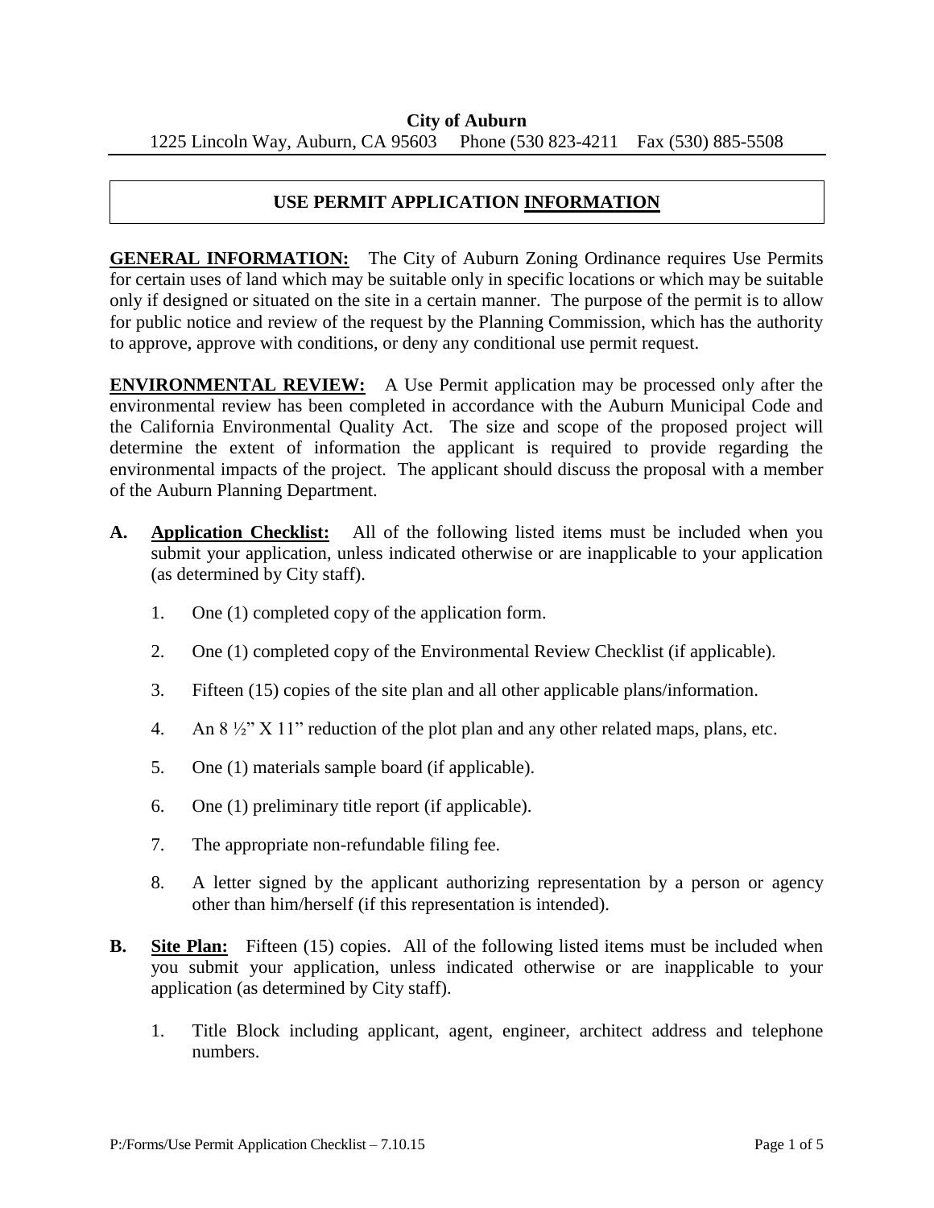**City of Auburn**
1225 Lincoln Way, Auburn, CA 95603 Phone (530 823-4211 Fax (530) 885-5508

# USE PERMIT APPLICATION <u>INFORMATION</u>

**<u>GENERAL INFORMATION:</u>** The City of Auburn Zoning Ordinance requires Use Permits for certain uses of land which may be suitable only in specific locations or which may be suitable only if designed or situated on the site in a certain manner. The purpose of the permit is to allow for public notice and review of the request by the Planning Commission, which has the authority to approve, approve with conditions, or deny any conditional use permit request.

**<u>ENVIRONMENTAL REVIEW:</u>** A Use Permit application may be processed only after the environmental review has been completed in accordance with the Auburn Municipal Code and the California Environmental Quality Act. The size and scope of the proposed project will determine the extent of information the applicant is required to provide regarding the environmental impacts of the project. The applicant should discuss the proposal with a member of the Auburn Planning Department.

**A. <u>Application Checklist:</u>** All of the following listed items must be included when you submit your application, unless indicated otherwise or are inapplicable to your application (as determined by City staff).

1. One (1) completed copy of the application form.
2. One (1) completed copy of the Environmental Review Checklist (if applicable).
3. Fifteen (15) copies of the site plan and all other applicable plans/information.
4. An 8 ½" X 11" reduction of the plot plan and any other related maps, plans, etc.
5. One (1) materials sample board (if applicable).
6. One (1) preliminary title report (if applicable).
7. The appropriate non-refundable filing fee.
8. A letter signed by the applicant authorizing representation by a person or agency other than him/herself (if this representation is intended).

**B. <u>Site Plan:</u>** Fifteen (15) copies. All of the following listed items must be included when you submit your application, unless indicated otherwise or are inapplicable to your application (as determined by City staff).

1. Title Block including applicant, agent, engineer, architect address and telephone numbers.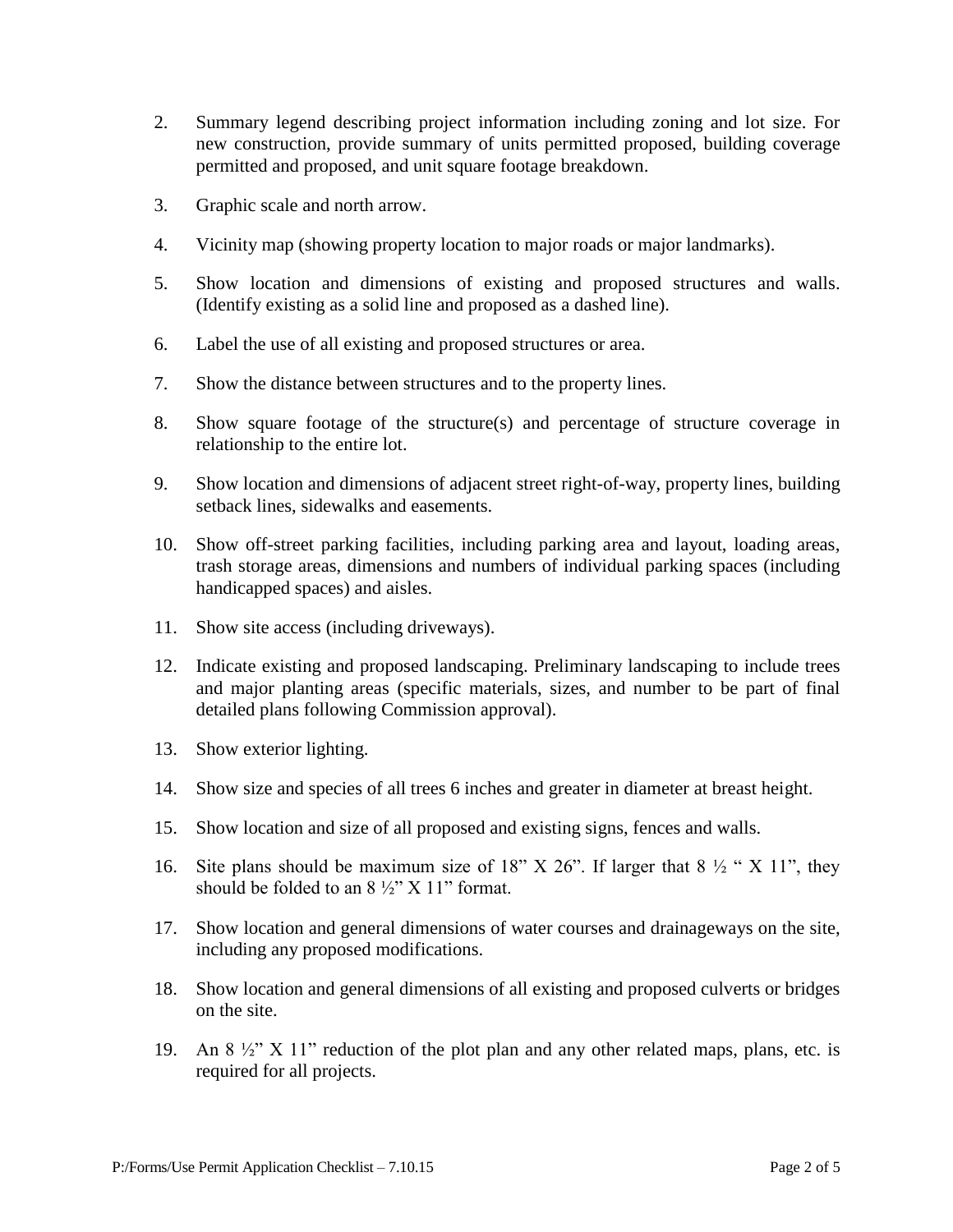2. Summary legend describing project information including zoning and lot size. For new construction, provide summary of units permitted proposed, building coverage permitted and proposed, and unit square footage breakdown.

3. Graphic scale and north arrow.

4. Vicinity map (showing property location to major roads or major landmarks).

5. Show location and dimensions of existing and proposed structures and walls. (Identify existing as a solid line and proposed as a dashed line).

6. Label the use of all existing and proposed structures or area.

7. Show the distance between structures and to the property lines.

8. Show square footage of the structure(s) and percentage of structure coverage in relationship to the entire lot.

9. Show location and dimensions of adjacent street right-of-way, property lines, building setback lines, sidewalks and easements.

10. Show off-street parking facilities, including parking area and layout, loading areas, trash storage areas, dimensions and numbers of individual parking spaces (including handicapped spaces) and aisles.

11. Show site access (including driveways).

12. Indicate existing and proposed landscaping. Preliminary landscaping to include trees and major planting areas (specific materials, sizes, and number to be part of final detailed plans following Commission approval).

13. Show exterior lighting.

14. Show size and species of all trees 6 inches and greater in diameter at breast height.

15. Show location and size of all proposed and existing signs, fences and walls.

16. Site plans should be maximum size of 18" X 26". If larger that 8 ½ " X 11", they should be folded to an 8 ½" X 11" format.

17. Show location and general dimensions of water courses and drainageways on the site, including any proposed modifications.

18. Show location and general dimensions of all existing and proposed culverts or bridges on the site.

19. An 8 ½" X 11" reduction of the plot plan and any other related maps, plans, etc. is required for all projects.

P:/Forms/Use Permit Application Checklist – 7.10.15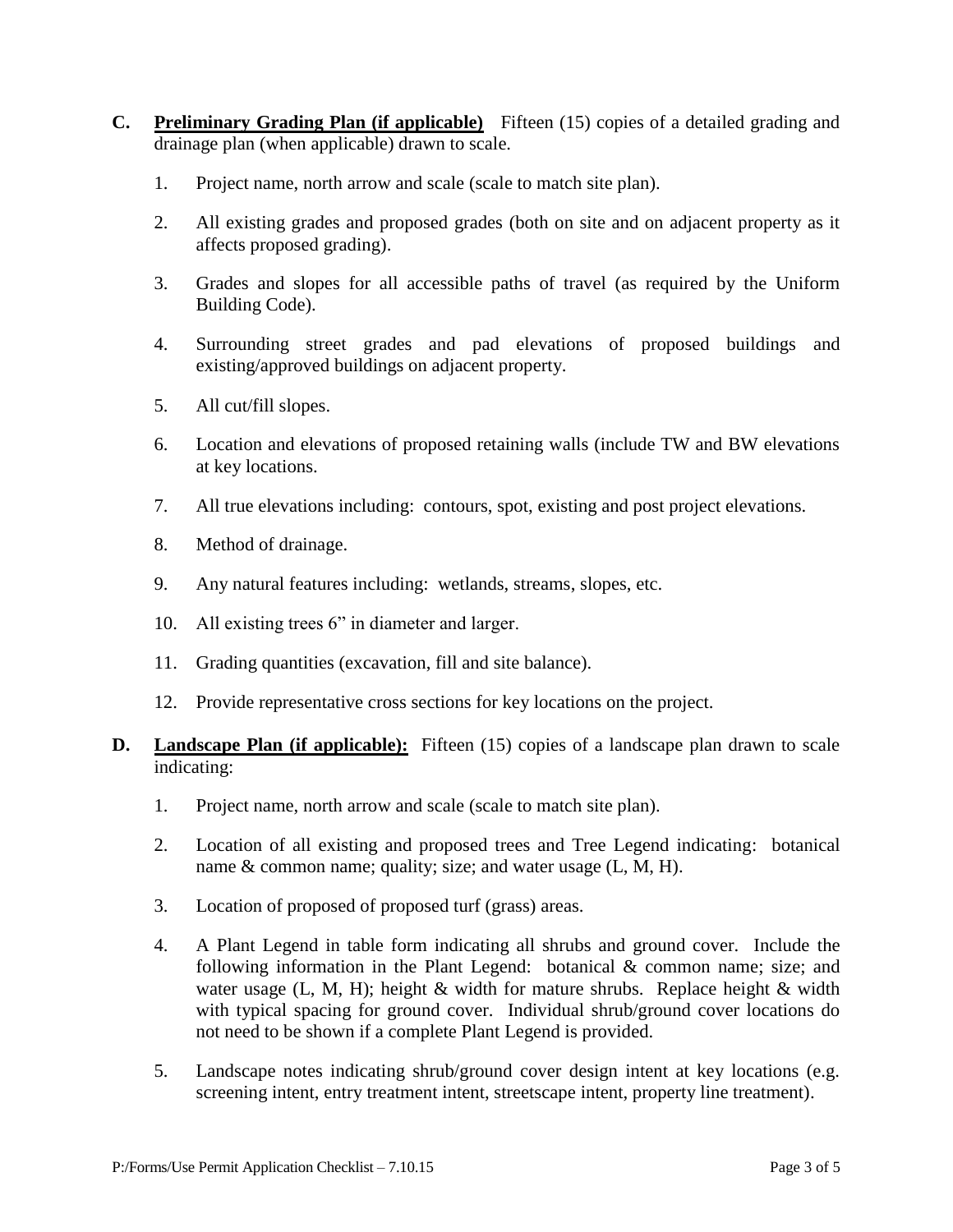**C. <u>Preliminary Grading Plan (if applicable)</u>** Fifteen (15) copies of a detailed grading and drainage plan (when applicable) drawn to scale.

1. Project name, north arrow and scale (scale to match site plan).
2. All existing grades and proposed grades (both on site and on adjacent property as it affects proposed grading).
3. Grades and slopes for all accessible paths of travel (as required by the Uniform Building Code).
4. Surrounding street grades and pad elevations of proposed buildings and existing/approved buildings on adjacent property.
5. All cut/fill slopes.
6. Location and elevations of proposed retaining walls (include TW and BW elevations at key locations.
7. All true elevations including: contours, spot, existing and post project elevations.
8. Method of drainage.
9. Any natural features including: wetlands, streams, slopes, etc.
10. All existing trees 6" in diameter and larger.
11. Grading quantities (excavation, fill and site balance).
12. Provide representative cross sections for key locations on the project.

**D. <u>Landscape Plan (if applicable):</u>** Fifteen (15) copies of a landscape plan drawn to scale indicating:

1. Project name, north arrow and scale (scale to match site plan).
2. Location of all existing and proposed trees and Tree Legend indicating: botanical name & common name; quality; size; and water usage (L, M, H).
3. Location of proposed of proposed turf (grass) areas.
4. A Plant Legend in table form indicating all shrubs and ground cover. Include the following information in the Plant Legend: botanical & common name; size; and water usage (L, M, H); height & width for mature shrubs. Replace height & width with typical spacing for ground cover. Individual shrub/ground cover locations do not need to be shown if a complete Plant Legend is provided.
5. Landscape notes indicating shrub/ground cover design intent at key locations (e.g. screening intent, entry treatment intent, streetscape intent, property line treatment).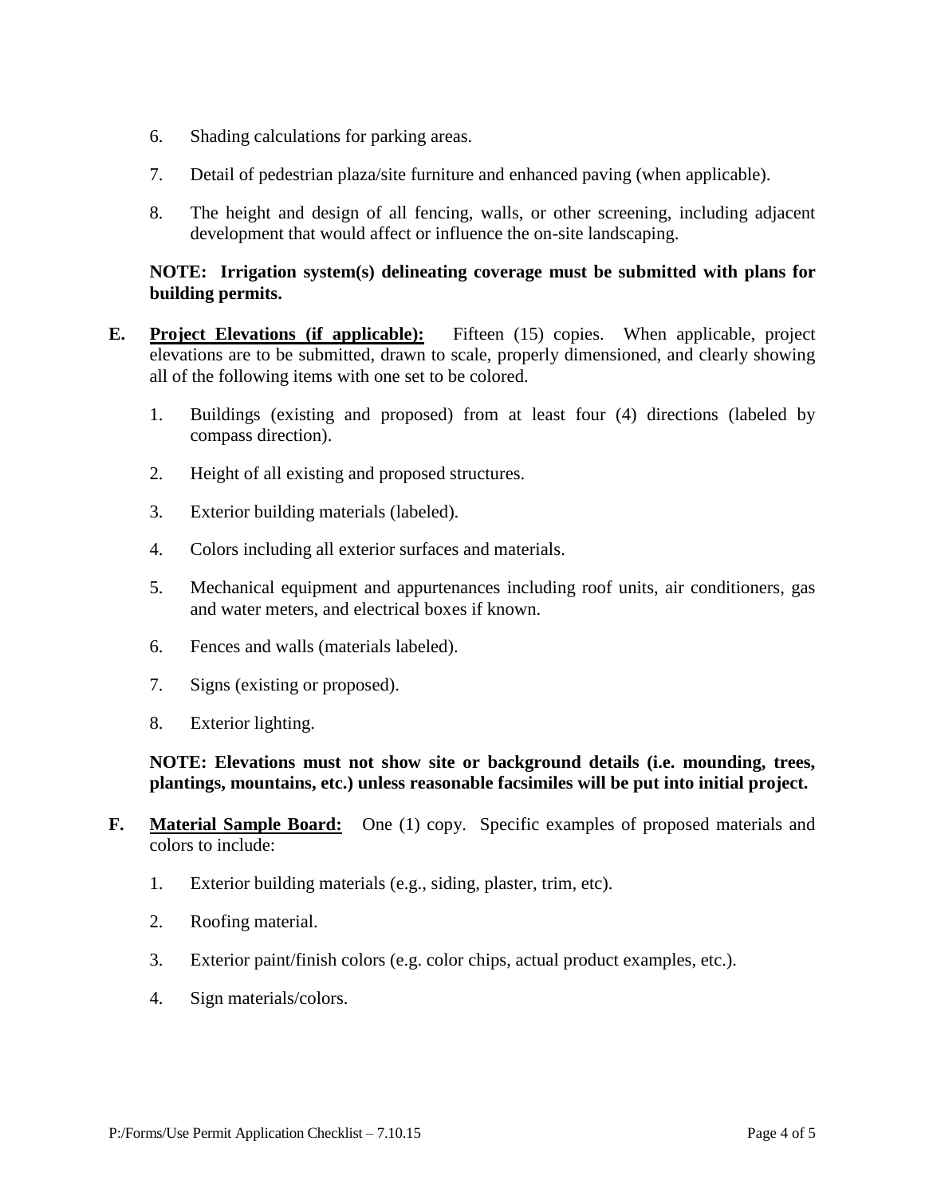6. Shading calculations for parking areas.

7. Detail of pedestrian plaza/site furniture and enhanced paving (when applicable).

8. The height and design of all fencing, walls, or other screening, including adjacent development that would affect or influence the on-site landscaping.

**NOTE: Irrigation system(s) delineating coverage must be submitted with plans for building permits.**

**E. <u>Project Elevations (if applicable):</u>** Fifteen (15) copies. When applicable, project elevations are to be submitted, drawn to scale, properly dimensioned, and clearly showing all of the following items with one set to be colored.

1. Buildings (existing and proposed) from at least four (4) directions (labeled by compass direction).

2. Height of all existing and proposed structures.

3. Exterior building materials (labeled).

4. Colors including all exterior surfaces and materials.

5. Mechanical equipment and appurtenances including roof units, air conditioners, gas and water meters, and electrical boxes if known.

6. Fences and walls (materials labeled).

7. Signs (existing or proposed).

8. Exterior lighting.

**NOTE: Elevations must not show site or background details (i.e. mounding, trees, plantings, mountains, etc.) unless reasonable facsimiles will be put into initial project.**

**F. <u>Material Sample Board:</u>** One (1) copy. Specific examples of proposed materials and colors to include:

1. Exterior building materials (e.g., siding, plaster, trim, etc).

2. Roofing material.

3. Exterior paint/finish colors (e.g. color chips, actual product examples, etc.).

4. Sign materials/colors.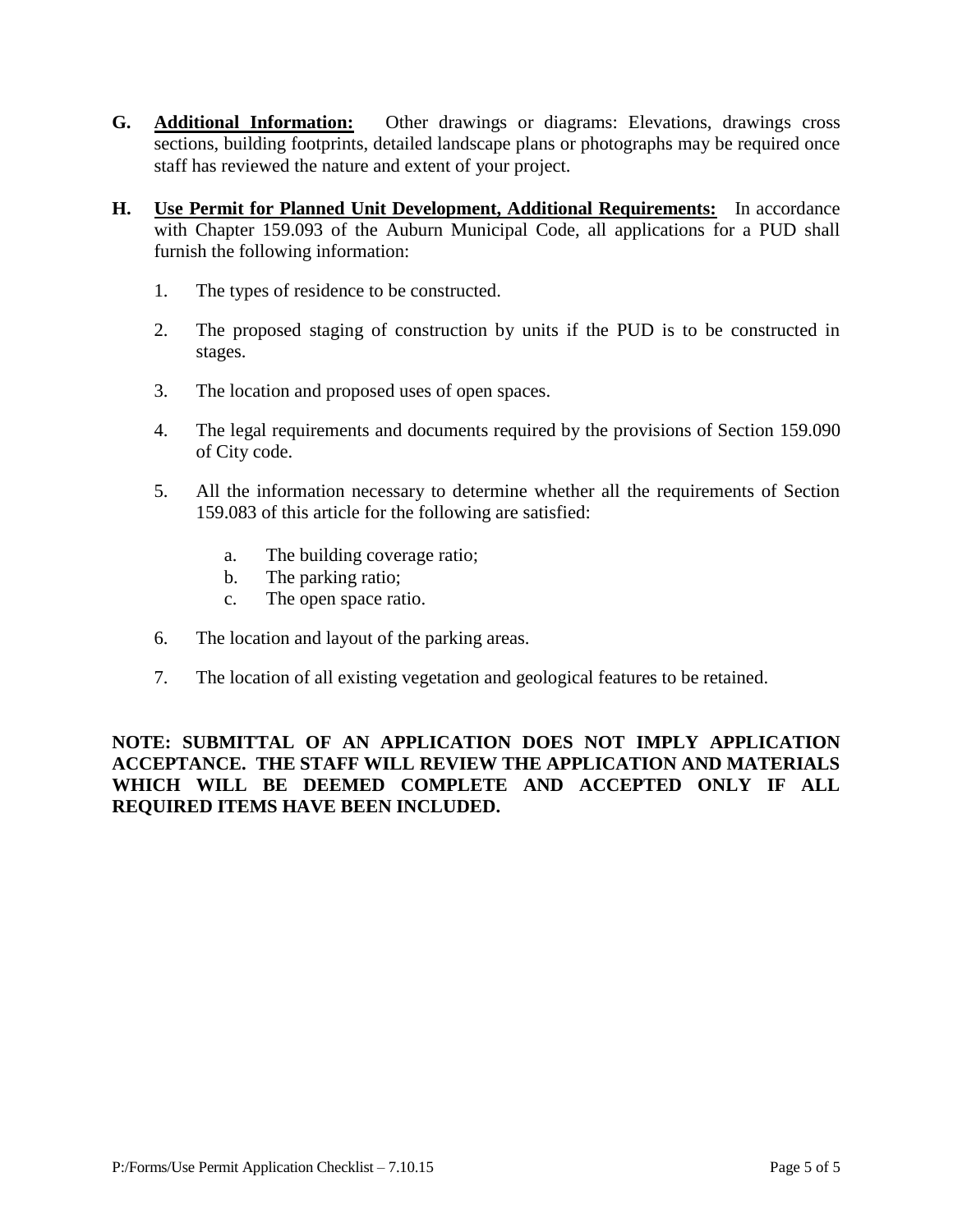**G.** **Additional Information:** Other drawings or diagrams: Elevations, drawings cross sections, building footprints, detailed landscape plans or photographs may be required once staff has reviewed the nature and extent of your project.

**H.** **Use Permit for Planned Unit Development, Additional Requirements:** In accordance with Chapter 159.093 of the Auburn Municipal Code, all applications for a PUD shall furnish the following information:

1. The types of residence to be constructed.
2. The proposed staging of construction by units if the PUD is to be constructed in stages.
3. The location and proposed uses of open spaces.
4. The legal requirements and documents required by the provisions of Section 159.090 of City code.
5. All the information necessary to determine whether all the requirements of Section 159.083 of this article for the following are satisfied:
   a. The building coverage ratio;
   b. The parking ratio;
   c. The open space ratio.
6. The location and layout of the parking areas.
7. The location of all existing vegetation and geological features to be retained.

**NOTE: SUBMITTAL OF AN APPLICATION DOES NOT IMPLY APPLICATION ACCEPTANCE. THE STAFF WILL REVIEW THE APPLICATION AND MATERIALS WHICH WILL BE DEEMED COMPLETE AND ACCEPTED ONLY IF ALL REQUIRED ITEMS HAVE BEEN INCLUDED.**